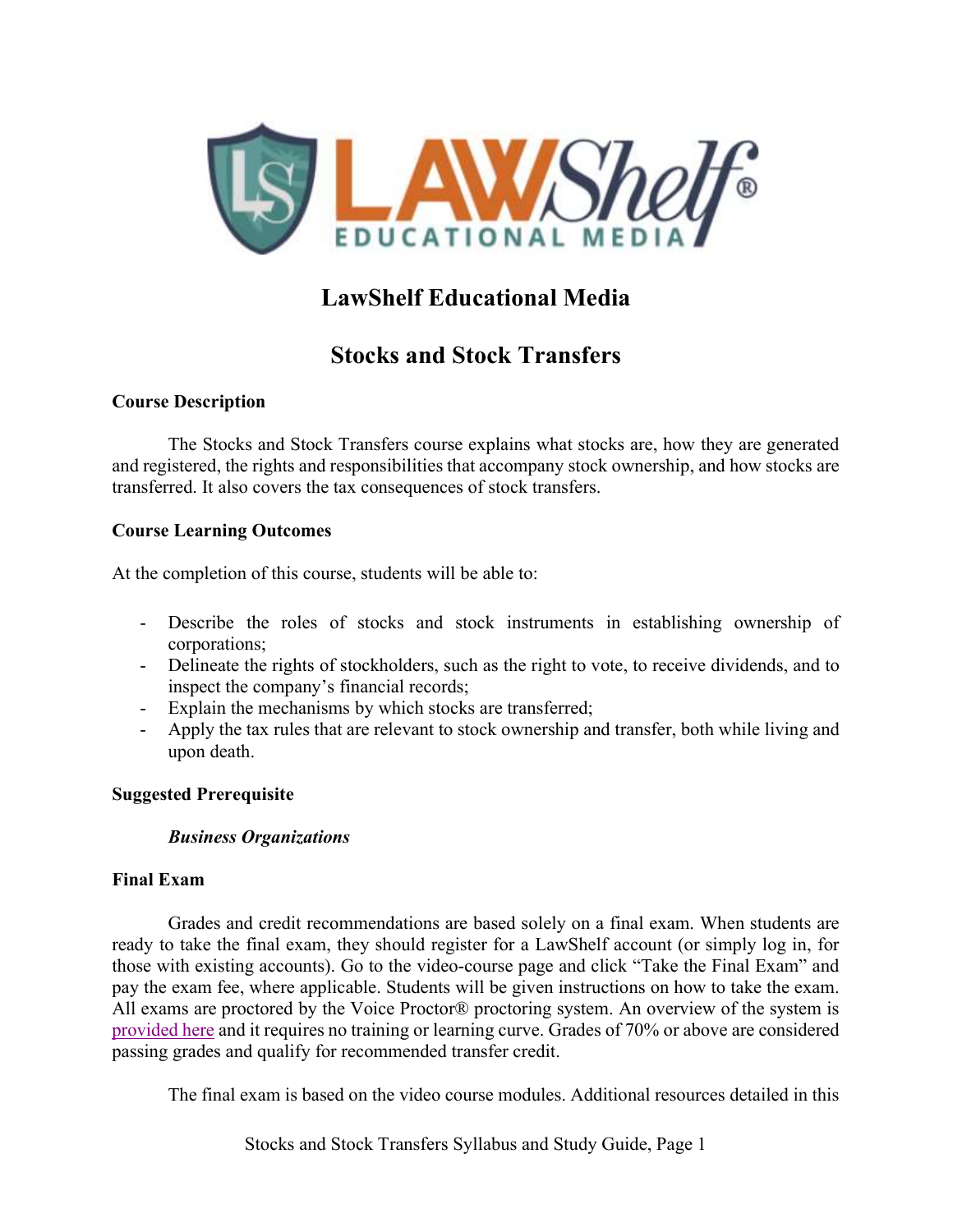# LawShelf Educational Media

## Stocks and Stock Transfers

### Course Description

The Stocks and Stock Transfers course explains what stocks are, how they are generated and registered, the rights and responsibilities that accompany stock ownership, and how stocks are transferred. It also covers the tax consequences of stock transfers.

### Course Learning Outcomes

At the completion of this course, students will be able to:

- Describe the roles of stocks and stock instruments in establishing ownership of corporations;
- Delineate the rights of stockholders, such as the right to vote, to receive dividends, and to inspect the company's financial records;
- Explain the mechanisms by which stocks are transferred;
- Apply the tax rules that are relevant to stock ownership and transfer, both while living and upon death.

### Suggested Prerequisite

***Business Organizations***

### Final Exam

Grades and credit recommendations are based solely on a final exam. When students are ready to take the final exam, they should register for a LawShelf account (or simply log in, for those with existing accounts). Go to the video-course page and click "Take the Final Exam" and pay the exam fee, where applicable. Students will be given instructions on how to take the exam. All exams are proctored by the Voice Proctor® proctoring system. An overview of the system is provided here and it requires no training or learning curve. Grades of 70% or above are considered passing grades and qualify for recommended transfer credit.

The final exam is based on the video course modules. Additional resources detailed in this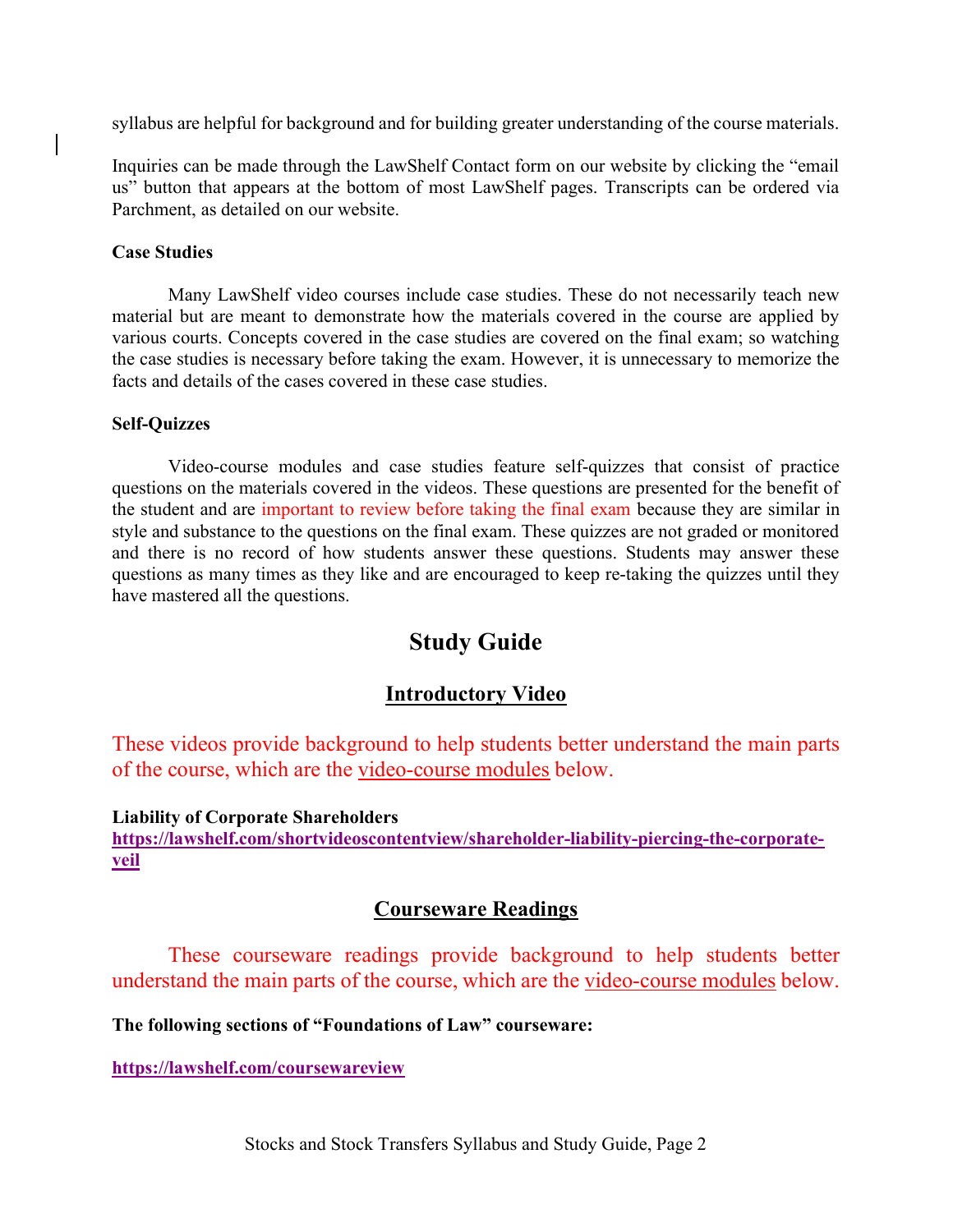syllabus are helpful for background and for building greater understanding of the course materials.

Inquiries can be made through the LawShelf Contact form on our website by clicking the "email us" button that appears at the bottom of most LawShelf pages. Transcripts can be ordered via Parchment, as detailed on our website.

**Case Studies**

Many LawShelf video courses include case studies. These do not necessarily teach new material but are meant to demonstrate how the materials covered in the course are applied by various courts. Concepts covered in the case studies are covered on the final exam; so watching the case studies is necessary before taking the exam. However, it is unnecessary to memorize the facts and details of the cases covered in these case studies.

**Self-Quizzes**

Video-course modules and case studies feature self-quizzes that consist of practice questions on the materials covered in the videos. These questions are presented for the benefit of the student and are important to review before taking the final exam because they are similar in style and substance to the questions on the final exam. These quizzes are not graded or monitored and there is no record of how students answer these questions. Students may answer these questions as many times as they like and are encouraged to keep re-taking the quizzes until they have mastered all the questions.

# Study Guide

## Introductory Video

These videos provide background to help students better understand the main parts of the course, which are the video-course modules below.

**Liability of Corporate Shareholders**
**https://lawshelf.com/shortvideoscontentview/shareholder-liability-piercing-the-corporate-veil**

## Courseware Readings

These courseware readings provide background to help students better understand the main parts of the course, which are the video-course modules below.

**The following sections of "Foundations of Law" courseware:**

**https://lawshelf.com/coursewareview**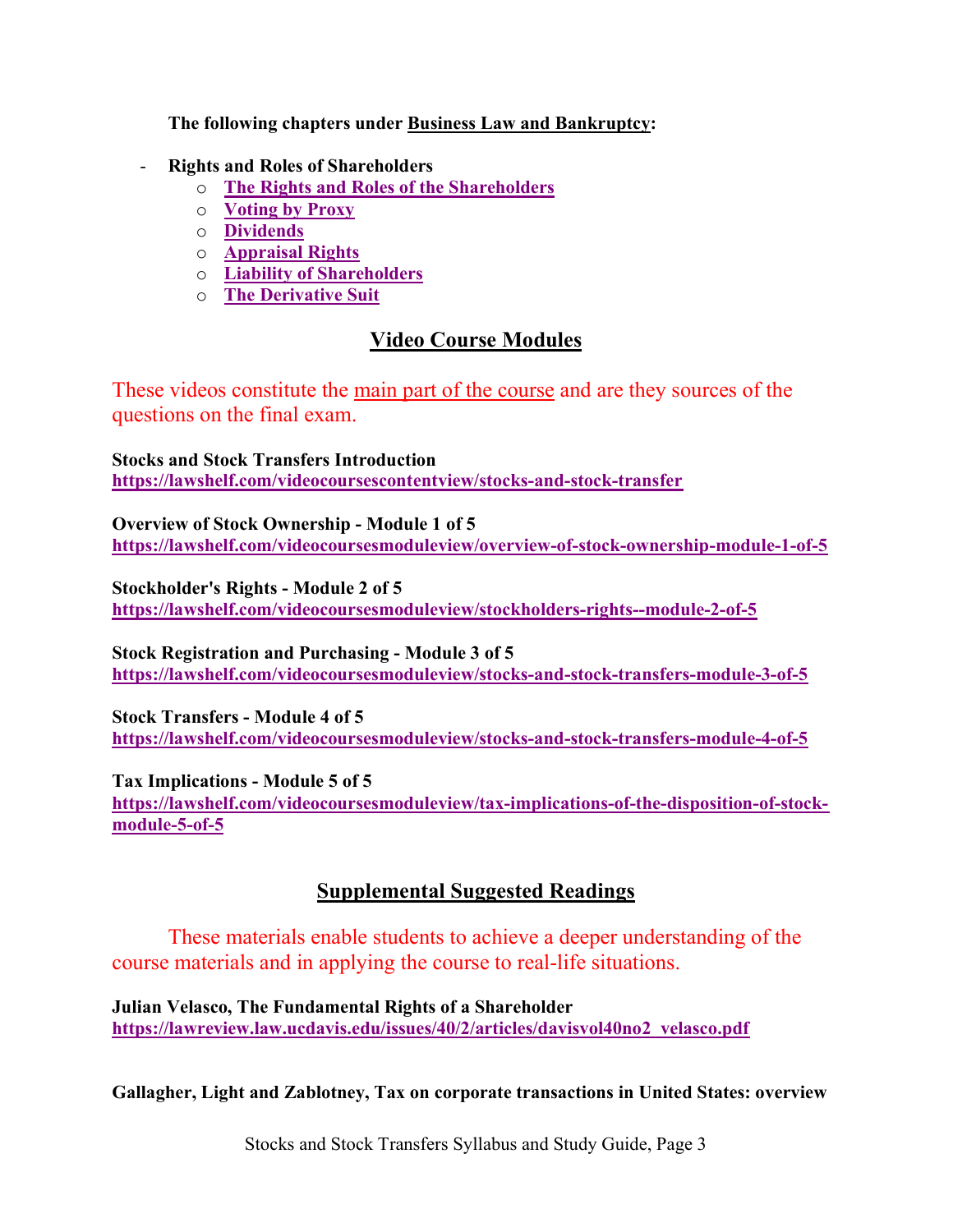**The following chapters under Business Law and Bankruptcy:**

- **Rights and Roles of Shareholders**
  - **The Rights and Roles of the Shareholders**
  - **Voting by Proxy**
  - **Dividends**
  - **Appraisal Rights**
  - **Liability of Shareholders**
  - **The Derivative Suit**

## Video Course Modules

These videos constitute the main part of the course and are they sources of the questions on the final exam.

**Stocks and Stock Transfers Introduction**
**https://lawshelf.com/videocoursescontentview/stocks-and-stock-transfer**

**Overview of Stock Ownership - Module 1 of 5**
**https://lawshelf.com/videocoursesmoduleview/overview-of-stock-ownership-module-1-of-5**

**Stockholder's Rights - Module 2 of 5**
**https://lawshelf.com/videocoursesmoduleview/stockholders-rights--module-2-of-5**

**Stock Registration and Purchasing - Module 3 of 5**
**https://lawshelf.com/videocoursesmoduleview/stocks-and-stock-transfers-module-3-of-5**

**Stock Transfers - Module 4 of 5**
**https://lawshelf.com/videocoursesmoduleview/stocks-and-stock-transfers-module-4-of-5**

**Tax Implications - Module 5 of 5**
**https://lawshelf.com/videocoursesmoduleview/tax-implications-of-the-disposition-of-stock-module-5-of-5**

## Supplemental Suggested Readings

These materials enable students to achieve a deeper understanding of the course materials and in applying the course to real-life situations.

**Julian Velasco, The Fundamental Rights of a Shareholder**
**https://lawreview.law.ucdavis.edu/issues/40/2/articles/davisvol40no2_velasco.pdf**

**Gallagher, Light and Zablotney, Tax on corporate transactions in United States: overview**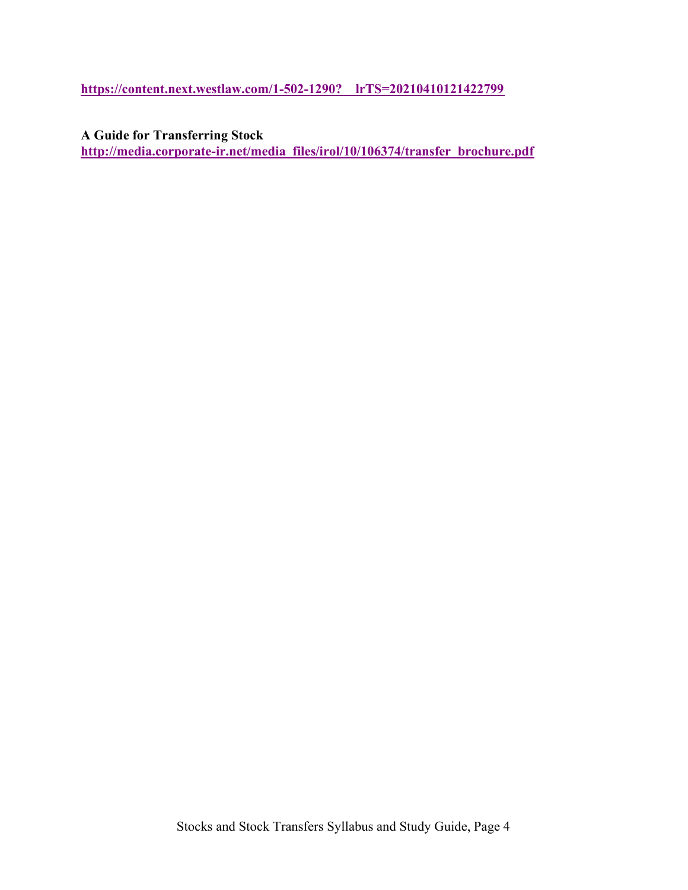**https://content.next.westlaw.com/1-502-1290?__lrTS=20210410121422799**

**A Guide for Transferring Stock**
**http://media.corporate-ir.net/media_files/irol/10/106374/transfer_brochure.pdf**